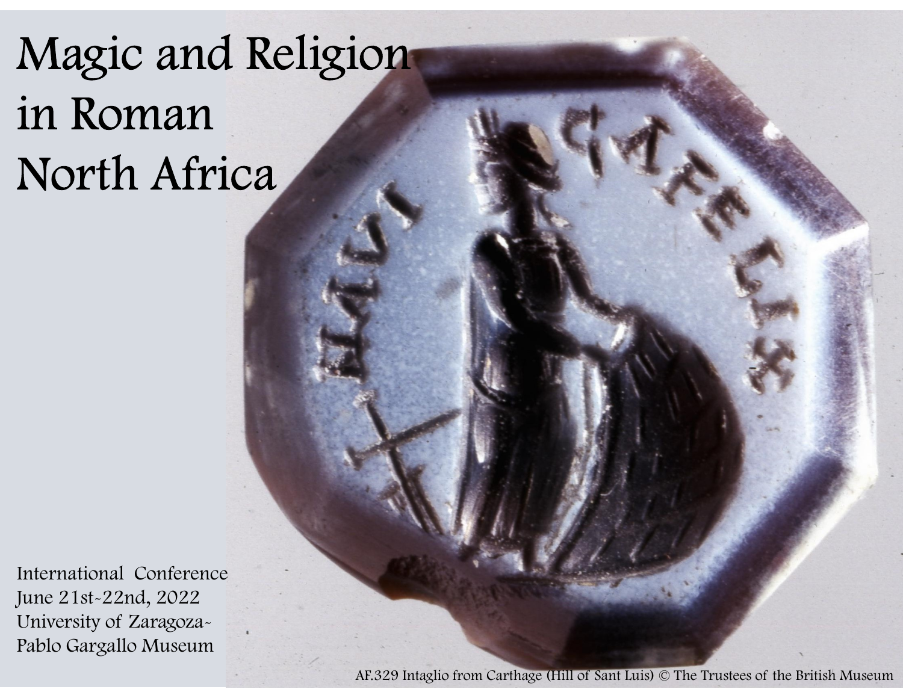# Magic and Religion in Roman North Africa

International Conference
June 21st-22nd, 2022
University of Zaragoza-
Pablo Gargallo Museum

AF.329 Intaglio from Carthage (Hill of Sant Luis) © The Trustees of the British Museum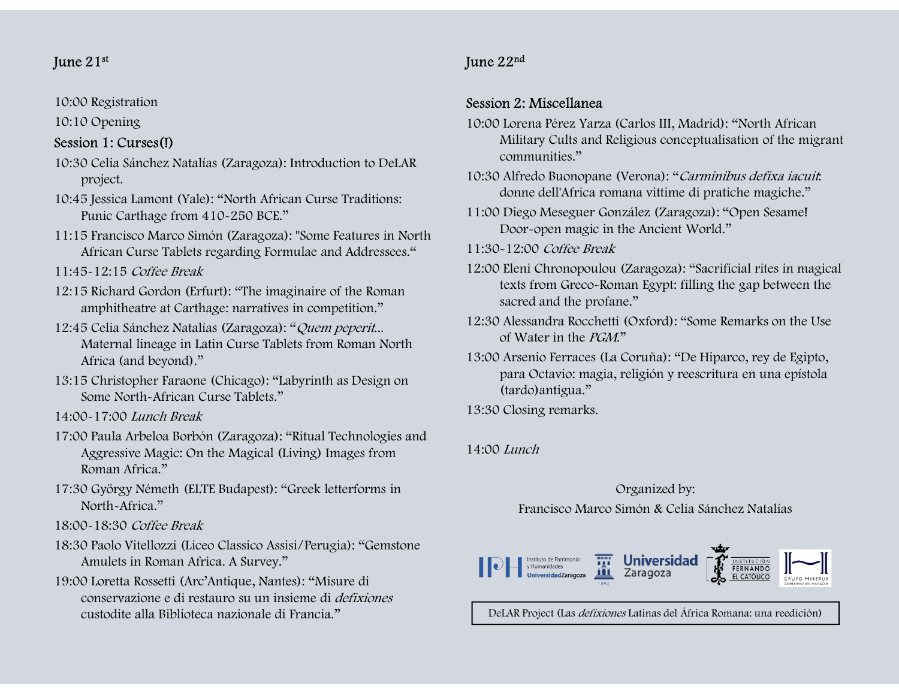## June 21st

10:00 Registration

10:10 Opening

### Session 1: Curses(!)

10:30 Celia Sánchez Natalías (Zaragoza): Introduction to DeLAR project.

10:45 Jessica Lamont (Yale): "North African Curse Traditions: Punic Carthage from 410-250 BCE."

11:15 Francisco Marco Simón (Zaragoza): "Some Features in North African Curse Tablets regarding Formulae and Addressees."

11:45-12:15 *Coffee Break*

12:15 Richard Gordon (Erfurt): "The imaginaire of the Roman amphitheatre at Carthage: narratives in competition."

12:45 Celia Sánchez Natalías (Zaragoza): "*Quem peperit…* Maternal lineage in Latin Curse Tablets from Roman North Africa (and beyond)."

13:15 Christopher Faraone (Chicago): "Labyrinth as Design on Some North-African Curse Tablets."

14:00-17:00 *Lunch Break*

17:00 Paula Arbeloa Borbón (Zaragoza): "Ritual Technologies and Aggressive Magic: On the Magical (Living) Images from Roman Africa."

17:30 György Németh (ELTE Budapest): "Greek letterforms in North-Africa."

18:00-18:30 *Coffee Break*

18:30 Paolo Vitellozzi (Liceo Classico Assisi/Perugia): "Gemstone Amulets in Roman Africa. A Survey."

19:00 Loretta Rossetti (Arc'Antique, Nantes): "Misure di conservazione e di restauro su un insieme di *defixiones* custodite alla Biblioteca nazionale di Francia."

## June 22nd

### Session 2: Miscellanea

10:00 Lorena Pérez Yarza (Carlos III, Madrid): "North African Military Cults and Religious conceptualisation of the migrant communities."

10:30 Alfredo Buonopane (Verona): "*Carminibus defixa iacuit*: donne dell'Africa romana vittime di pratiche magiche."

11:00 Diego Meseguer González (Zaragoza): "Open Sesame! Door-open magic in the Ancient World."

11:30-12:00 *Coffee Break*

12:00 Eleni Chronopoulou (Zaragoza): "Sacrificial rites in magical texts from Greco-Roman Egypt: filling the gap between the sacred and the profane."

12:30 Alessandra Rocchetti (Oxford): "Some Remarks on the Use of Water in the *PGM*."

13:00 Arsenio Ferraces (La Coruña): "De Hiparco, rey de Egipto, para Octavio: magia, religión y reescritura en una epístola (tardo)antigua."

13:30 Closing remarks.

14:00 *Lunch*

Organized by:
Francisco Marco Simón & Celia Sánchez Natalías

IPH Instituto de Patrimonio y Humanidades Universidad Zaragoza · Universidad Zaragoza · Institución Fernando el Católico · Grupo Hiberus Gobierno de Aragón

DeLAR Project (Las *defixiones* Latinas del África Romana: una reedición)